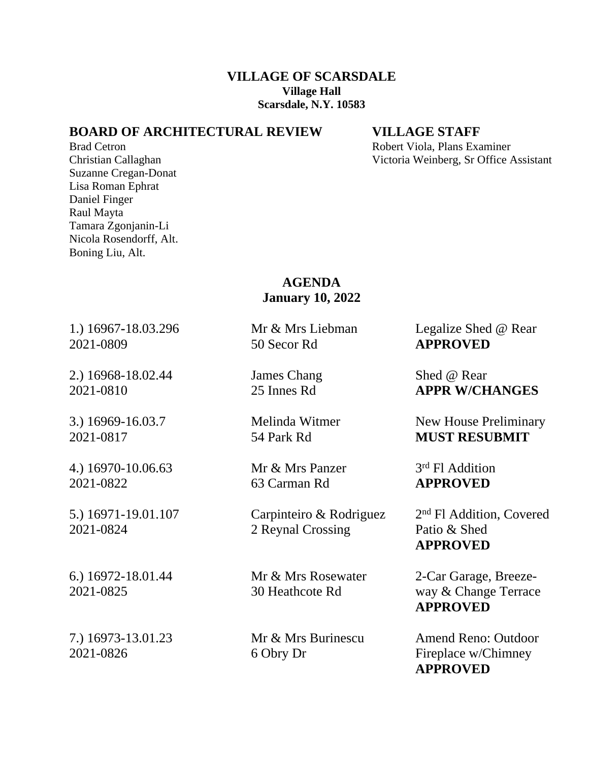## VILLAGE OF SCARSDALE

**Village Hall**

**Scarsdale, N.Y. 10583**

**BOARD OF ARCHITECTURAL REVIEW**

Brad Cetron
Christian Callaghan
Suzanne Cregan-Donat
Lisa Roman Ephrat
Daniel Finger
Raul Mayta
Tamara Zgonjanin-Li
Nicola Rosendorff, Alt.
Boning Liu, Alt.

**VILLAGE STAFF**

Robert Viola, Plans Examiner
Victoria Weinberg, Sr Office Assistant

## AGENDA
**January 10, 2022**

| | | |
|---|---|---|
| 1.) 16967-18.03.296<br>2021-0809 | Mr & Mrs Liebman<br>50 Secor Rd | Legalize Shed @ Rear<br>**APPROVED** |
| 2.) 16968-18.02.44<br>2021-0810 | James Chang<br>25 Innes Rd | Shed @ Rear<br>**APPR W/CHANGES** |
| 3.) 16969-16.03.7<br>2021-0817 | Melinda Witmer<br>54 Park Rd | New House Preliminary<br>**MUST RESUBMIT** |
| 4.) 16970-10.06.63<br>2021-0822 | Mr & Mrs Panzer<br>63 Carman Rd | 3rd Fl Addition<br>**APPROVED** |
| 5.) 16971-19.01.107<br>2021-0824 | Carpinteiro & Rodriguez<br>2 Reynal Crossing | 2nd Fl Addition, Covered Patio & Shed<br>**APPROVED** |
| 6.) 16972-18.01.44<br>2021-0825 | Mr & Mrs Rosewater<br>30 Heathcote Rd | 2-Car Garage, Breeze-way & Change Terrace<br>**APPROVED** |
| 7.) 16973-13.01.23<br>2021-0826 | Mr & Mrs Burinescu<br>6 Obry Dr | Amend Reno: Outdoor Fireplace w/Chimney<br>**APPROVED** |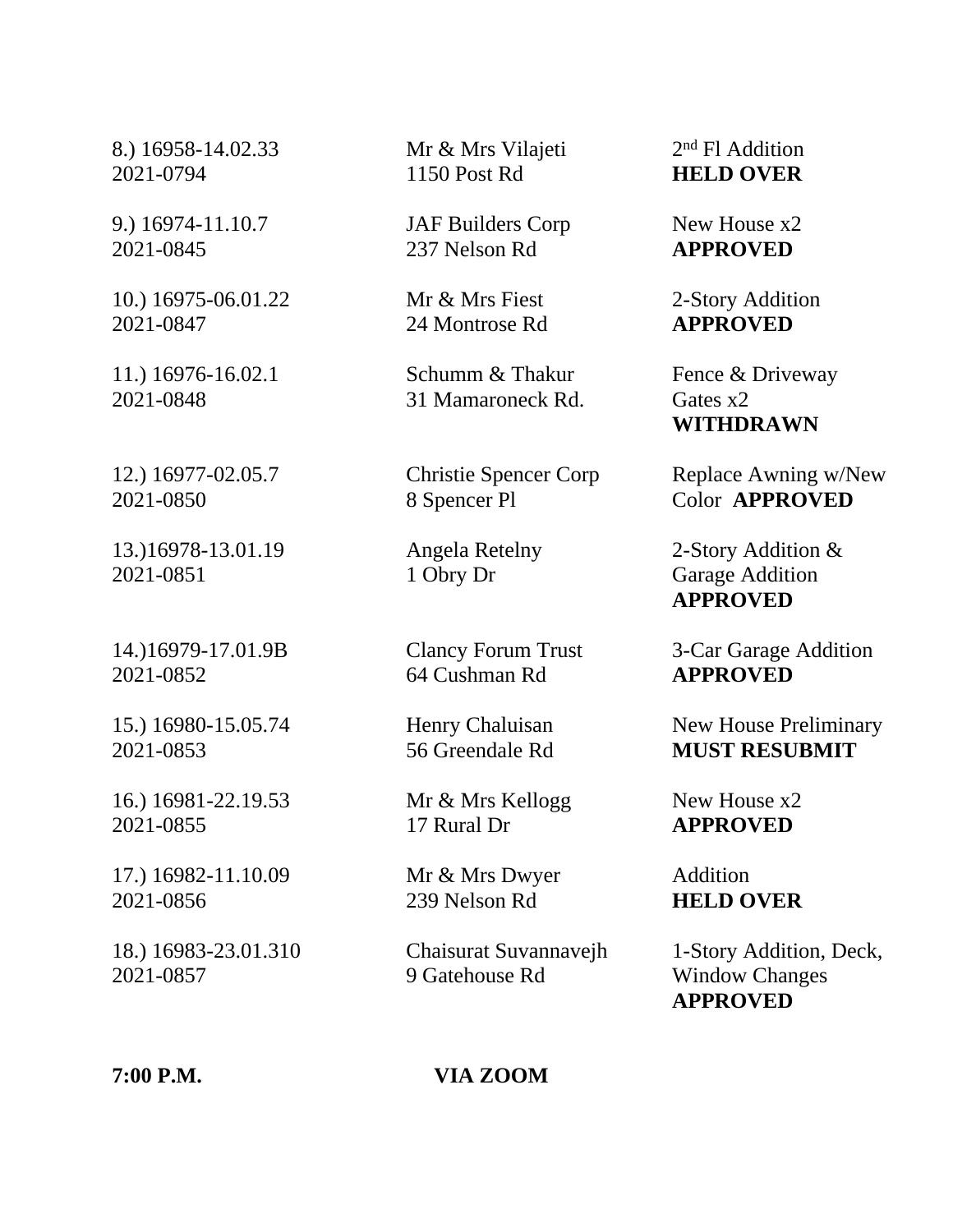| | | |
|---|---|---|
| 8.) 16958-14.02.33<br>2021-0794 | Mr & Mrs Vilajeti<br>1150 Post Rd | 2nd Fl Addition<br>**HELD OVER** |
| 9.) 16974-11.10.7<br>2021-0845 | JAF Builders Corp<br>237 Nelson Rd | New House x2<br>**APPROVED** |
| 10.) 16975-06.01.22<br>2021-0847 | Mr & Mrs Fiest<br>24 Montrose Rd | 2-Story Addition<br>**APPROVED** |
| 11.) 16976-16.02.1<br>2021-0848 | Schumm & Thakur<br>31 Mamaroneck Rd. | Fence & Driveway<br>Gates x2<br>**WITHDRAWN** |
| 12.) 16977-02.05.7<br>2021-0850 | Christie Spencer Corp<br>8 Spencer Pl | Replace Awning w/New<br>Color **APPROVED** |
| 13.)16978-13.01.19<br>2021-0851 | Angela Retelny<br>1 Obry Dr | 2-Story Addition &<br>Garage Addition<br>**APPROVED** |
| 14.)16979-17.01.9B<br>2021-0852 | Clancy Forum Trust<br>64 Cushman Rd | 3-Car Garage Addition<br>**APPROVED** |
| 15.) 16980-15.05.74<br>2021-0853 | Henry Chaluisan<br>56 Greendale Rd | New House Preliminary<br>**MUST RESUBMIT** |
| 16.) 16981-22.19.53<br>2021-0855 | Mr & Mrs Kellogg<br>17 Rural Dr | New House x2<br>**APPROVED** |
| 17.) 16982-11.10.09<br>2021-0856 | Mr & Mrs Dwyer<br>239 Nelson Rd | Addition<br>**HELD OVER** |
| 18.) 16983-23.01.310<br>2021-0857 | Chaisurat Suvannavejh<br>9 Gatehouse Rd | 1-Story Addition, Deck,<br>Window Changes<br>**APPROVED** |

**7:00 P.M.** **VIA ZOOM**